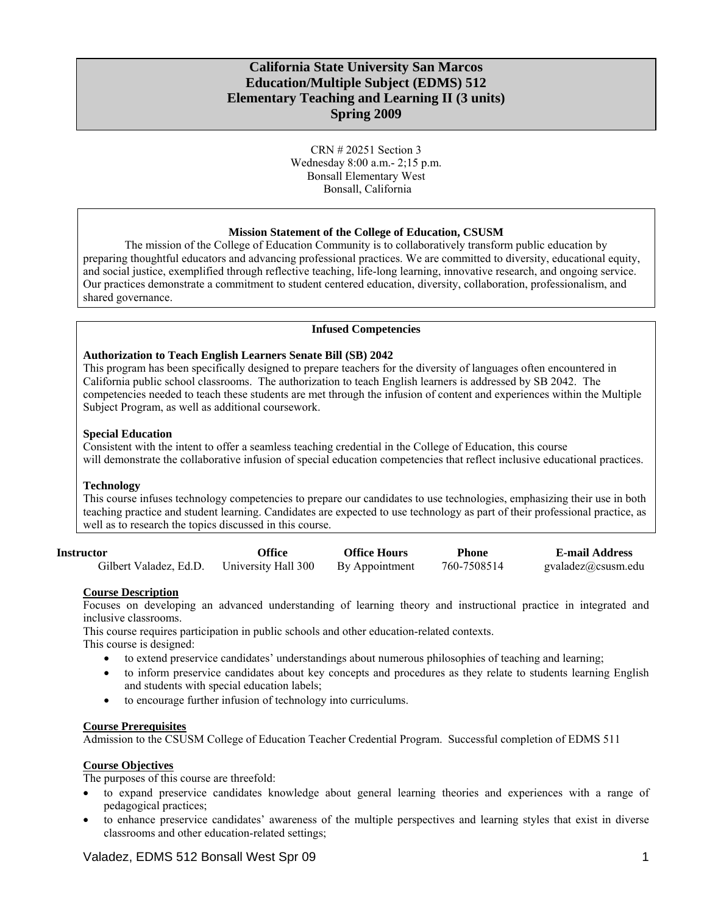# California State University San Marcos
# Education/Multiple Subject (EDMS) 512
# Elementary Teaching and Learning II (3 units)
# Spring 2009

CRN # 20251 Section 3
Wednesday 8:00 a.m.- 2;15 p.m.
Bonsall Elementary West
Bonsall, California

**Mission Statement of the College of Education, CSUSM**

The mission of the College of Education Community is to collaboratively transform public education by preparing thoughtful educators and advancing professional practices. We are committed to diversity, educational equity, and social justice, exemplified through reflective teaching, life-long learning, innovative research, and ongoing service. Our practices demonstrate a commitment to student centered education, diversity, collaboration, professionalism, and shared governance.

**Infused Competencies**

**Authorization to Teach English Learners Senate Bill (SB) 2042**
This program has been specifically designed to prepare teachers for the diversity of languages often encountered in California public school classrooms. The authorization to teach English learners is addressed by SB 2042. The competencies needed to teach these students are met through the infusion of content and experiences within the Multiple Subject Program, as well as additional coursework.

**Special Education**
Consistent with the intent to offer a seamless teaching credential in the College of Education, this course will demonstrate the collaborative infusion of special education competencies that reflect inclusive educational practices.

**Technology**
This course infuses technology competencies to prepare our candidates to use technologies, emphasizing their use in both teaching practice and student learning. Candidates are expected to use technology as part of their professional practice, as well as to research the topics discussed in this course.

| Instructor | Office | Office Hours | Phone | E-mail Address |
|---|---|---|---|---|
| Gilbert Valadez, Ed.D. | University Hall 300 | By Appointment | 760-7508514 | gvaladez@csusm.edu |

**Course Description**

Focuses on developing an advanced understanding of learning theory and instructional practice in integrated and inclusive classrooms.
This course requires participation in public schools and other education-related contexts.
This course is designed:

- to extend preservice candidates' understandings about numerous philosophies of teaching and learning;
- to inform preservice candidates about key concepts and procedures as they relate to students learning English and students with special education labels;
- to encourage further infusion of technology into curriculums.

**Course Prerequisites**

Admission to the CSUSM College of Education Teacher Credential Program. Successful completion of EDMS 511

**Course Objectives**

The purposes of this course are threefold:

- to expand preservice candidates knowledge about general learning theories and experiences with a range of pedagogical practices;
- to enhance preservice candidates' awareness of the multiple perspectives and learning styles that exist in diverse classrooms and other education-related settings;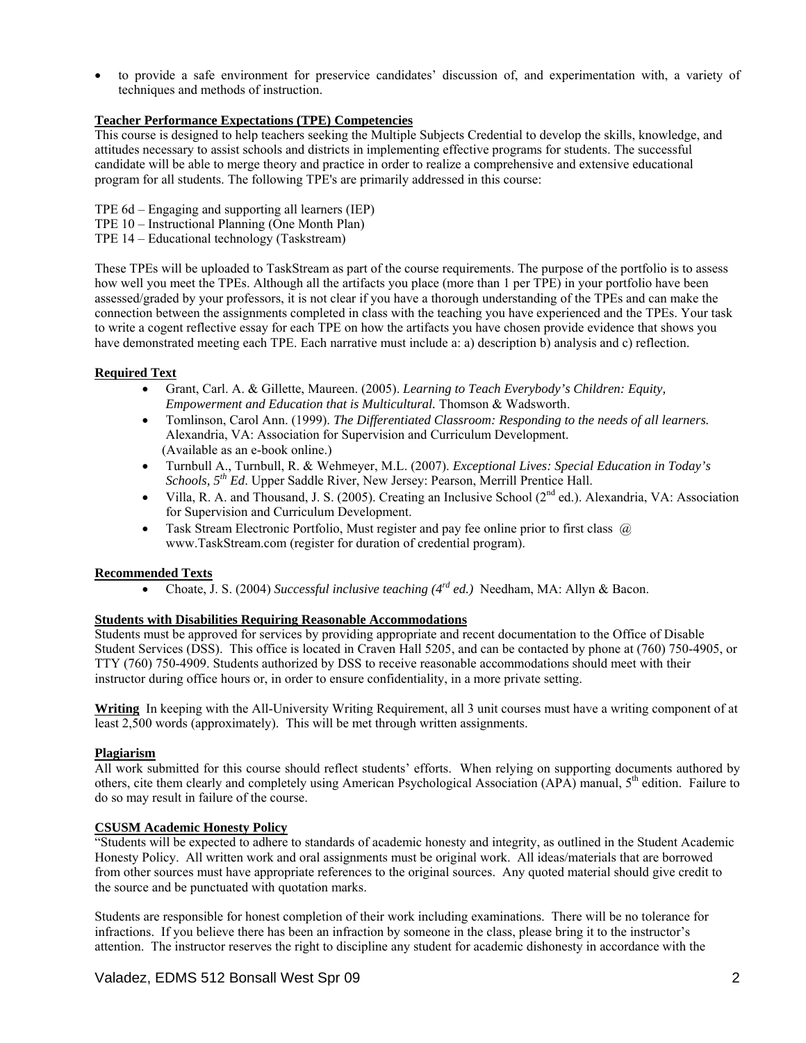- to provide a safe environment for preservice candidates' discussion of, and experimentation with, a variety of techniques and methods of instruction.

**Teacher Performance Expectations (TPE) Competencies**

This course is designed to help teachers seeking the Multiple Subjects Credential to develop the skills, knowledge, and attitudes necessary to assist schools and districts in implementing effective programs for students. The successful candidate will be able to merge theory and practice in order to realize a comprehensive and extensive educational program for all students. The following TPE's are primarily addressed in this course:

TPE 6d – Engaging and supporting all learners (IEP)
TPE 10 – Instructional Planning (One Month Plan)
TPE 14 – Educational technology (Taskstream)

These TPEs will be uploaded to TaskStream as part of the course requirements. The purpose of the portfolio is to assess how well you meet the TPEs. Although all the artifacts you place (more than 1 per TPE) in your portfolio have been assessed/graded by your professors, it is not clear if you have a thorough understanding of the TPEs and can make the connection between the assignments completed in class with the teaching you have experienced and the TPEs. Your task to write a cogent reflective essay for each TPE on how the artifacts you have chosen provide evidence that shows you have demonstrated meeting each TPE. Each narrative must include a: a) description b) analysis and c) reflection.

**Required Text**

- Grant, Carl. A. & Gillette, Maureen. (2005). *Learning to Teach Everybody's Children: Equity, Empowerment and Education that is Multicultural.* Thomson & Wadsworth.
- Tomlinson, Carol Ann. (1999). *The Differentiated Classroom: Responding to the needs of all learners.* Alexandria, VA: Association for Supervision and Curriculum Development. (Available as an e-book online.)
- Turnbull A., Turnbull, R. & Wehmeyer, M.L. (2007). *Exceptional Lives: Special Education in Today's Schools, 5th Ed*. Upper Saddle River, New Jersey: Pearson, Merrill Prentice Hall.
- Villa, R. A. and Thousand, J. S. (2005). Creating an Inclusive School (2nd ed.). Alexandria, VA: Association for Supervision and Curriculum Development.
- Task Stream Electronic Portfolio, Must register and pay fee online prior to first class @ www.TaskStream.com (register for duration of credential program).

**Recommended Texts**

- Choate, J. S. (2004) *Successful inclusive teaching (4rd ed.)* Needham, MA: Allyn & Bacon.

**Students with Disabilities Requiring Reasonable Accommodations**

Students must be approved for services by providing appropriate and recent documentation to the Office of Disable Student Services (DSS). This office is located in Craven Hall 5205, and can be contacted by phone at (760) 750-4905, or TTY (760) 750-4909. Students authorized by DSS to receive reasonable accommodations should meet with their instructor during office hours or, in order to ensure confidentiality, in a more private setting.

**Writing** In keeping with the All-University Writing Requirement, all 3 unit courses must have a writing component of at least 2,500 words (approximately). This will be met through written assignments.

**Plagiarism**

All work submitted for this course should reflect students' efforts. When relying on supporting documents authored by others, cite them clearly and completely using American Psychological Association (APA) manual, 5th edition. Failure to do so may result in failure of the course.

**CSUSM Academic Honesty Policy**

"Students will be expected to adhere to standards of academic honesty and integrity, as outlined in the Student Academic Honesty Policy. All written work and oral assignments must be original work. All ideas/materials that are borrowed from other sources must have appropriate references to the original sources. Any quoted material should give credit to the source and be punctuated with quotation marks.

Students are responsible for honest completion of their work including examinations. There will be no tolerance for infractions. If you believe there has been an infraction by someone in the class, please bring it to the instructor's attention. The instructor reserves the right to discipline any student for academic dishonesty in accordance with the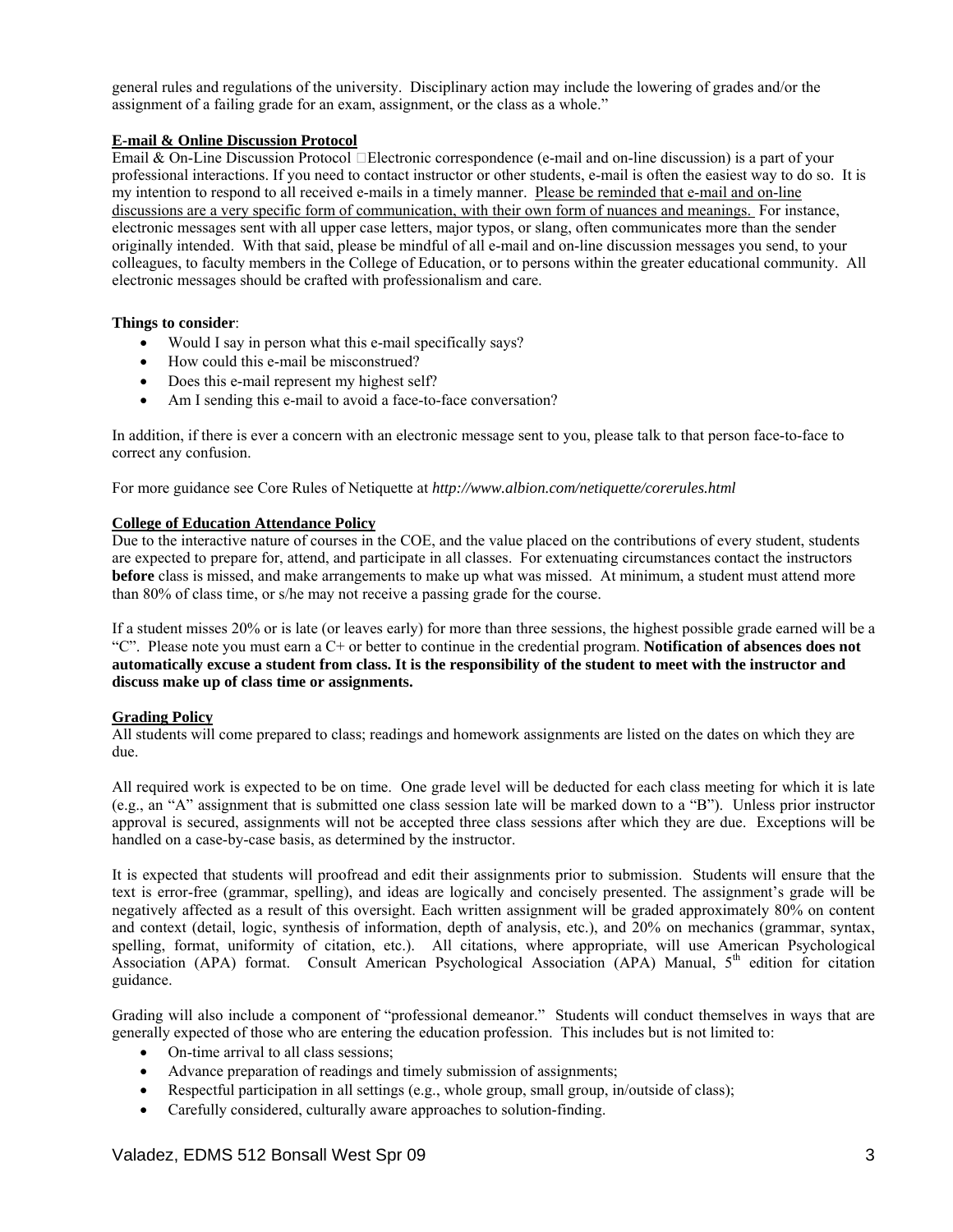general rules and regulations of the university. Disciplinary action may include the lowering of grades and/or the assignment of a failing grade for an exam, assignment, or the class as a whole."

**E-mail & Online Discussion Protocol**

Email & On-Line Discussion Protocol Electronic correspondence (e-mail and on-line discussion) is a part of your professional interactions. If you need to contact instructor or other students, e-mail is often the easiest way to do so. It is my intention to respond to all received e-mails in a timely manner. Please be reminded that e-mail and on-line discussions are a very specific form of communication, with their own form of nuances and meanings. For instance, electronic messages sent with all upper case letters, major typos, or slang, often communicates more than the sender originally intended. With that said, please be mindful of all e-mail and on-line discussion messages you send, to your colleagues, to faculty members in the College of Education, or to persons within the greater educational community. All electronic messages should be crafted with professionalism and care.

**Things to consider**:

- Would I say in person what this e-mail specifically says?
- How could this e-mail be misconstrued?
- Does this e-mail represent my highest self?
- Am I sending this e-mail to avoid a face-to-face conversation?

In addition, if there is ever a concern with an electronic message sent to you, please talk to that person face-to-face to correct any confusion.

For more guidance see Core Rules of Netiquette at ***http://www.albion.com/netiquette/corerules.html***

**College of Education Attendance Policy**

Due to the interactive nature of courses in the COE, and the value placed on the contributions of every student, students are expected to prepare for, attend, and participate in all classes. For extenuating circumstances contact the instructors **before** class is missed, and make arrangements to make up what was missed. At minimum, a student must attend more than 80% of class time, or s/he may not receive a passing grade for the course.

If a student misses 20% or is late (or leaves early) for more than three sessions, the highest possible grade earned will be a "C". Please note you must earn a C+ or better to continue in the credential program. **Notification of absences does not automatically excuse a student from class. It is the responsibility of the student to meet with the instructor and discuss make up of class time or assignments.**

**Grading Policy**

All students will come prepared to class; readings and homework assignments are listed on the dates on which they are due.

All required work is expected to be on time. One grade level will be deducted for each class meeting for which it is late (e.g., an "A" assignment that is submitted one class session late will be marked down to a "B"). Unless prior instructor approval is secured, assignments will not be accepted three class sessions after which they are due. Exceptions will be handled on a case-by-case basis, as determined by the instructor.

It is expected that students will proofread and edit their assignments prior to submission. Students will ensure that the text is error-free (grammar, spelling), and ideas are logically and concisely presented. The assignment's grade will be negatively affected as a result of this oversight. Each written assignment will be graded approximately 80% on content and context (detail, logic, synthesis of information, depth of analysis, etc.), and 20% on mechanics (grammar, syntax, spelling, format, uniformity of citation, etc.). All citations, where appropriate, will use American Psychological Association (APA) format. Consult American Psychological Association (APA) Manual, 5th edition for citation guidance.

Grading will also include a component of "professional demeanor." Students will conduct themselves in ways that are generally expected of those who are entering the education profession. This includes but is not limited to:

- On-time arrival to all class sessions;
- Advance preparation of readings and timely submission of assignments;
- Respectful participation in all settings (e.g., whole group, small group, in/outside of class);
- Carefully considered, culturally aware approaches to solution-finding.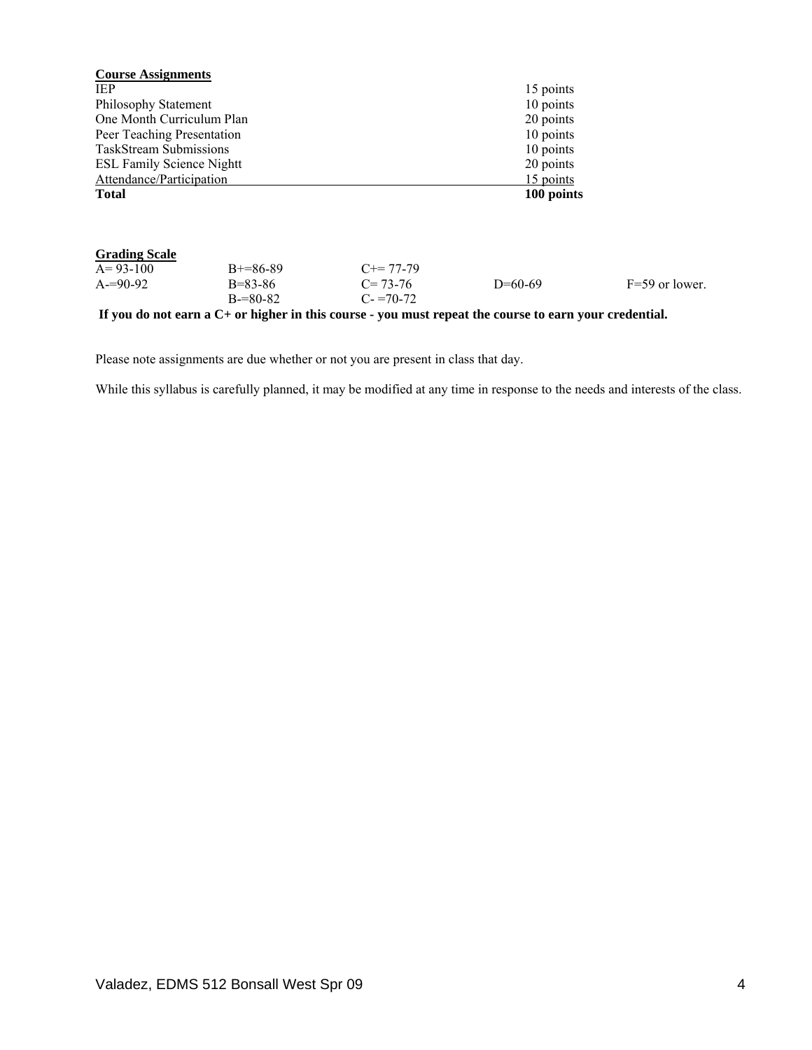**<u>Course Assignments</u>**

| | |
|---|---|
| IEP | 15 points |
| Philosophy Statement | 10 points |
| One Month Curriculum Plan | 20 points |
| Peer Teaching Presentation | 10 points |
| TaskStream Submissions | 10 points |
| ESL Family Science Nightt | 20 points |
| Attendance/Participation | 15 points |
| **Total** | **100 points** |

**<u>Grading Scale</u>**

| | | | | |
|---|---|---|---|---|
| A= 93-100 | B+=86-89 | C+= 77-79 | | |
| A-=90-92 | B=83-86 | C= 73-76 | D=60-69 | F=59 or lower. |
| | B-=80-82 | C- =70-72 | | |

**If you do not earn a C+ or higher in this course - you must repeat the course to earn your credential.**

Please note assignments are due whether or not you are present in class that day.

While this syllabus is carefully planned, it may be modified at any time in response to the needs and interests of the class.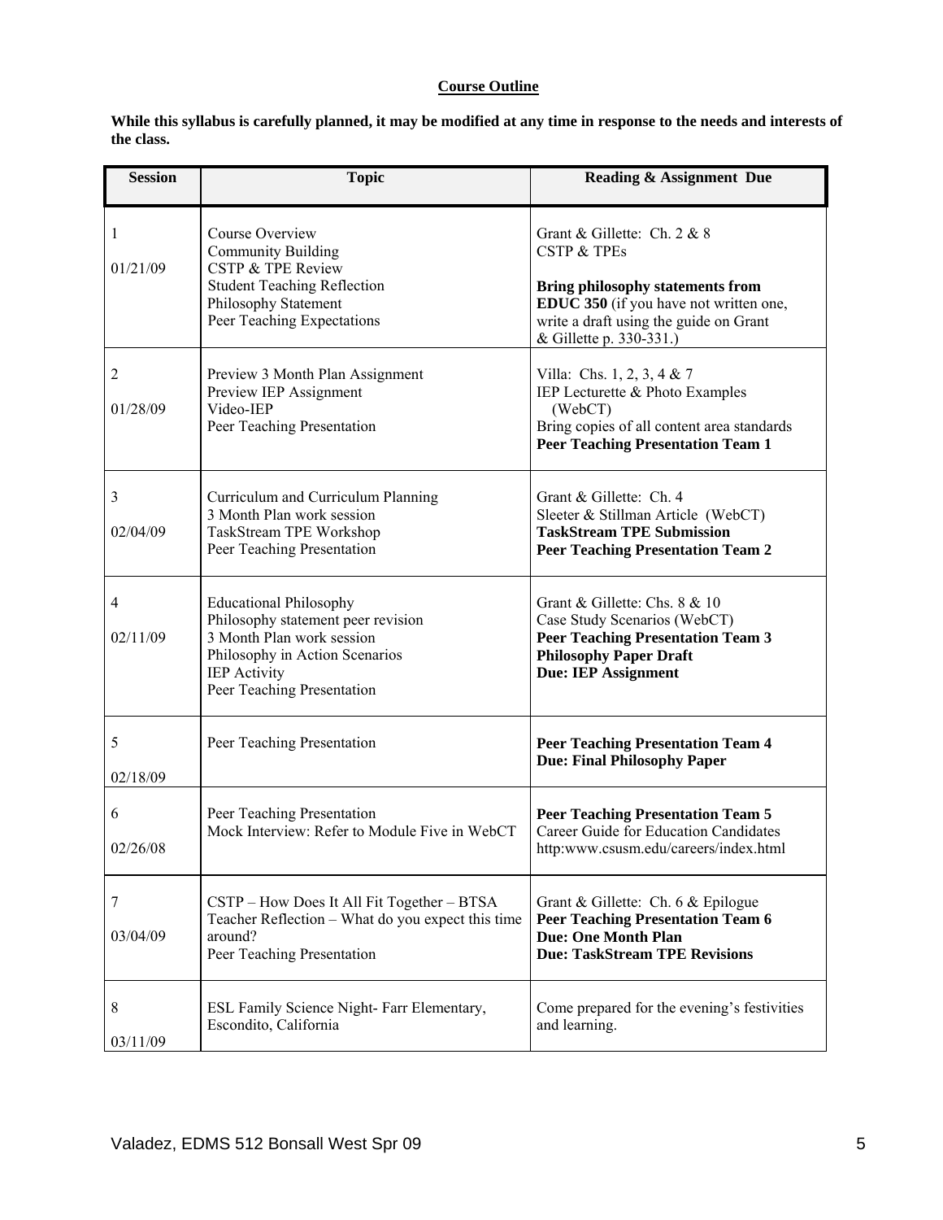## Course Outline

**While this syllabus is carefully planned, it may be modified at any time in response to the needs and interests of the class.**

| Session | Topic | Reading & Assignment Due |
|---|---|---|
| 1<br><br>01/21/09 | Course Overview<br>Community Building<br>CSTP & TPE Review<br>Student Teaching Reflection<br>Philosophy Statement<br>Peer Teaching Expectations | Grant & Gillette: Ch. 2 & 8<br>CSTP & TPEs<br><br>**Bring philosophy statements from EDUC 350** (if you have not written one, write a draft using the guide on Grant & Gillette p. 330-331.) |
| 2<br><br>01/28/09 | Preview 3 Month Plan Assignment<br>Preview IEP Assignment<br>Video-IEP<br>Peer Teaching Presentation | Villa: Chs. 1, 2, 3, 4 & 7<br>IEP Lecturette & Photo Examples (WebCT)<br>Bring copies of all content area standards<br>**Peer Teaching Presentation Team 1** |
| 3<br><br>02/04/09 | Curriculum and Curriculum Planning<br>3 Month Plan work session<br>TaskStream TPE Workshop<br>Peer Teaching Presentation | Grant & Gillette: Ch. 4<br>Sleeter & Stillman Article (WebCT)<br>**TaskStream TPE Submission**<br>**Peer Teaching Presentation Team 2** |
| 4<br><br>02/11/09 | Educational Philosophy<br>Philosophy statement peer revision<br>3 Month Plan work session<br>Philosophy in Action Scenarios<br>IEP Activity<br>Peer Teaching Presentation | Grant & Gillette: Chs. 8 & 10<br>Case Study Scenarios (WebCT)<br>**Peer Teaching Presentation Team 3**<br>**Philosophy Paper Draft**<br>**Due: IEP Assignment** |
| 5<br><br>02/18/09 | Peer Teaching Presentation | **Peer Teaching Presentation Team 4**<br>**Due: Final Philosophy Paper** |
| 6<br><br>02/26/08 | Peer Teaching Presentation<br>Mock Interview: Refer to Module Five in WebCT | **Peer Teaching Presentation Team 5**<br>Career Guide for Education Candidates<br>http:www.csusm.edu/careers/index.html |
| 7<br><br>03/04/09 | CSTP – How Does It All Fit Together – BTSA<br>Teacher Reflection – What do you expect this time around?<br>Peer Teaching Presentation | Grant & Gillette: Ch. 6 & Epilogue<br>**Peer Teaching Presentation Team 6**<br>**Due: One Month Plan**<br>**Due: TaskStream TPE Revisions** |
| 8<br><br>03/11/09 | ESL Family Science Night- Farr Elementary, Escondito, California | Come prepared for the evening's festivities and learning. |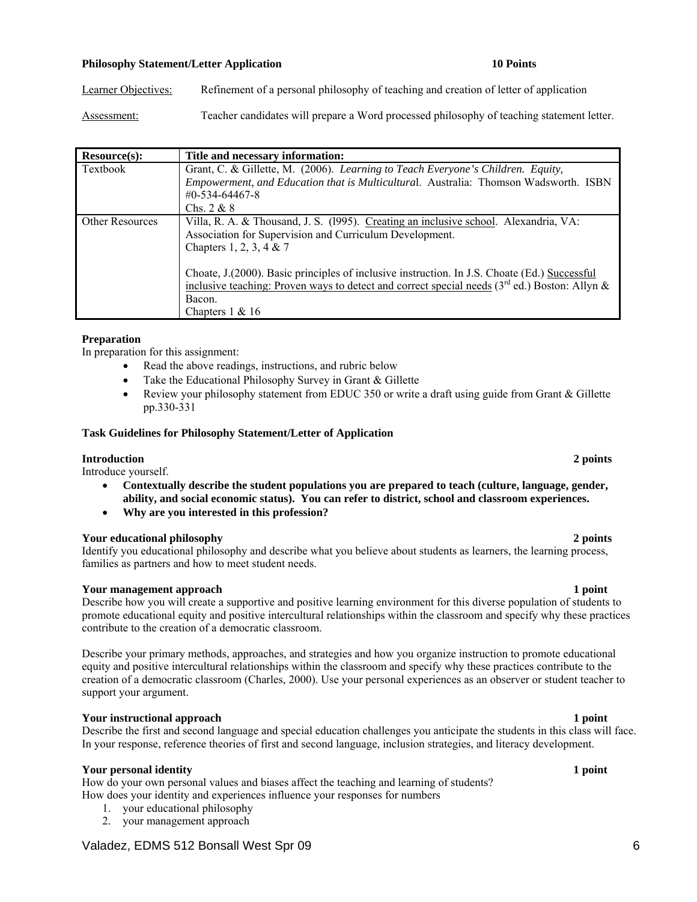**Philosophy Statement/Letter Application** **10 Points**

Learner Objectives: Refinement of a personal philosophy of teaching and creation of letter of application

Assessment: Teacher candidates will prepare a Word processed philosophy of teaching statement letter.

| **Resource(s):** | **Title and necessary information:** |
|---|---|
| Textbook | Grant, C. & Gillette, M. (2006). *Learning to Teach Everyone's Children. Equity, Empowerment, and Education that is Multicultural*. Australia: Thomson Wadsworth. ISBN #0-534-64467-8<br>Chs. 2 & 8 |
| Other Resources | Villa, R. A. & Thousand, J. S. (l995). Creating an inclusive school. Alexandria, VA: Association for Supervision and Curriculum Development.<br>Chapters 1, 2, 3, 4 & 7<br><br>Choate, J.(2000). Basic principles of inclusive instruction. In J.S. Choate (Ed.) Successful inclusive teaching: Proven ways to detect and correct special needs (3rd ed.) Boston: Allyn & Bacon.<br>Chapters 1 & 16 |

**Preparation**

In preparation for this assignment:

- Read the above readings, instructions, and rubric below
- Take the Educational Philosophy Survey in Grant & Gillette
- Review your philosophy statement from EDUC 350 or write a draft using guide from Grant & Gillette pp.330-331

**Task Guidelines for Philosophy Statement/Letter of Application**

**Introduction** **2 points**

Introduce yourself.

- **Contextually describe the student populations you are prepared to teach (culture, language, gender, ability, and social economic status). You can refer to district, school and classroom experiences.**
- **Why are you interested in this profession?**

**Your educational philosophy** **2 points**

Identify you educational philosophy and describe what you believe about students as learners, the learning process, families as partners and how to meet student needs.

**Your management approach** **1 point**

Describe how you will create a supportive and positive learning environment for this diverse population of students to promote educational equity and positive intercultural relationships within the classroom and specify why these practices contribute to the creation of a democratic classroom.

Describe your primary methods, approaches, and strategies and how you organize instruction to promote educational equity and positive intercultural relationships within the classroom and specify why these practices contribute to the creation of a democratic classroom (Charles, 2000). Use your personal experiences as an observer or student teacher to support your argument.

**Your instructional approach** **1 point**

Describe the first and second language and special education challenges you anticipate the students in this class will face. In your response, reference theories of first and second language, inclusion strategies, and literacy development.

**Your personal identity** **1 point**

How do your own personal values and biases affect the teaching and learning of students?
How does your identity and experiences influence your responses for numbers

1. your educational philosophy
2. your management approach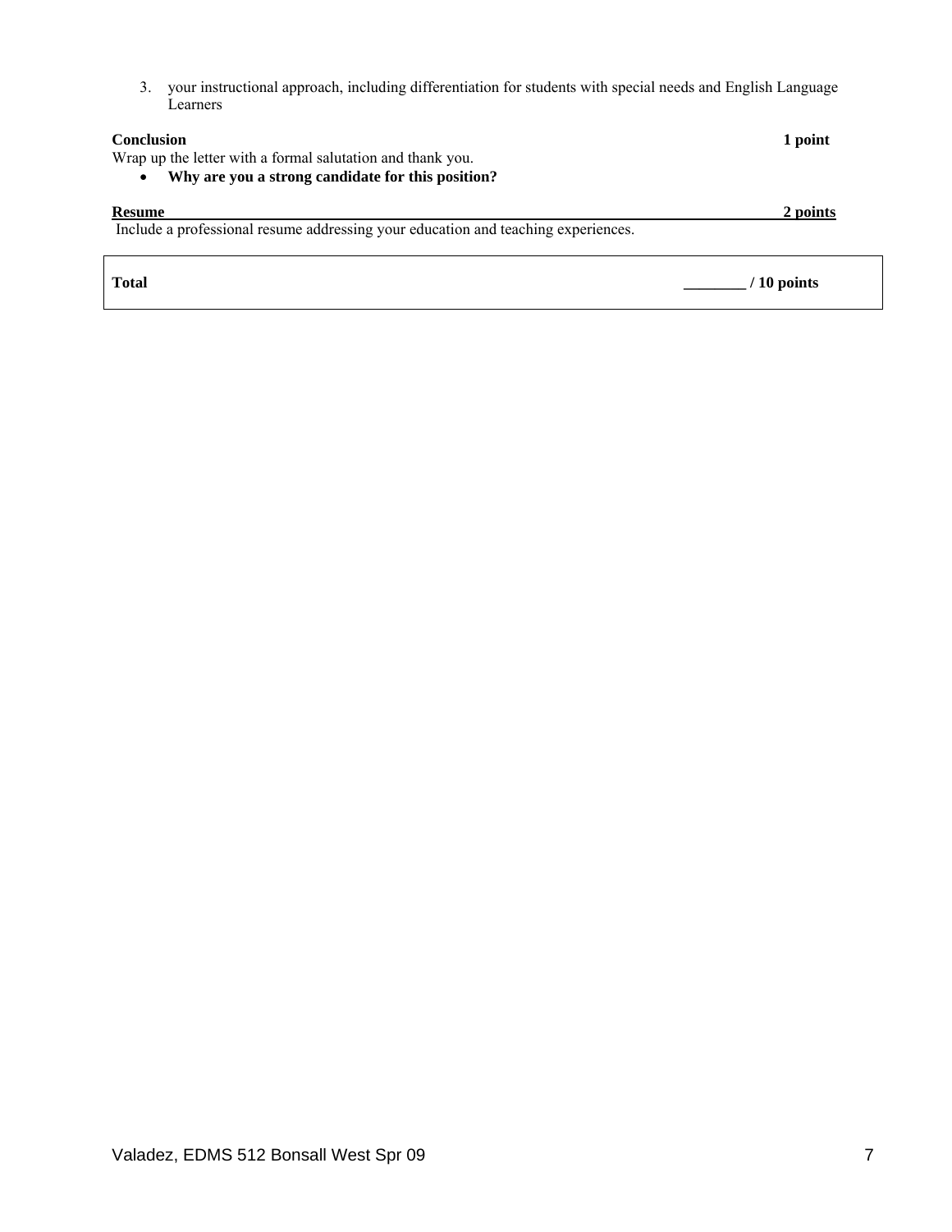3. your instructional approach, including differentiation for students with special needs and English Language Learners

**Conclusion** **1 point**

Wrap up the letter with a formal salutation and thank you.

- **Why are you a strong candidate for this position?**

**Resume** **2 points**

Include a professional resume addressing your education and teaching experiences.

| **Total** | **________ / 10 points** |
|---|---|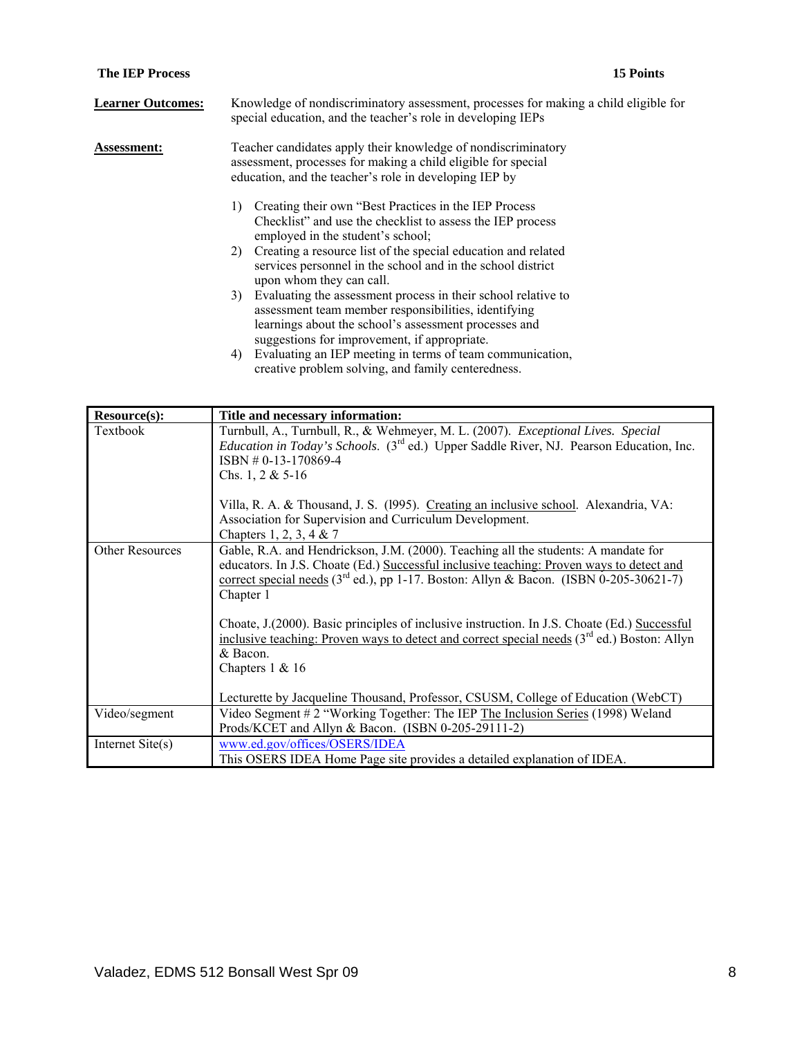**The IEP Process** **15 Points**

**Learner Outcomes:** Knowledge of nondiscriminatory assessment, processes for making a child eligible for special education, and the teacher's role in developing IEPs

**Assessment:** Teacher candidates apply their knowledge of nondiscriminatory assessment, processes for making a child eligible for special education, and the teacher's role in developing IEP by

1) Creating their own "Best Practices in the IEP Process Checklist" and use the checklist to assess the IEP process employed in the student's school;
2) Creating a resource list of the special education and related services personnel in the school and in the school district upon whom they can call.
3) Evaluating the assessment process in their school relative to assessment team member responsibilities, identifying learnings about the school's assessment processes and suggestions for improvement, if appropriate.
4) Evaluating an IEP meeting in terms of team communication, creative problem solving, and family centeredness.

| Resource(s): | Title and necessary information: |
|---|---|
| Textbook | Turnbull, A., Turnbull, R., & Wehmeyer, M. L. (2007). *Exceptional Lives. Special Education in Today's Schools*. (3rd ed.) Upper Saddle River, NJ. Pearson Education, Inc. ISBN # 0-13-170869-4<br>Chs. 1, 2 & 5-16<br><br>Villa, R. A. & Thousand, J. S. (l995). Creating an inclusive school. Alexandria, VA: Association for Supervision and Curriculum Development.<br>Chapters 1, 2, 3, 4 & 7 |
| Other Resources | Gable, R.A. and Hendrickson, J.M. (2000). Teaching all the students: A mandate for educators. In J.S. Choate (Ed.) Successful inclusive teaching: Proven ways to detect and correct special needs (3rd ed.), pp 1-17. Boston: Allyn & Bacon. (ISBN 0-205-30621-7)<br>Chapter 1<br><br>Choate, J.(2000). Basic principles of inclusive instruction. In J.S. Choate (Ed.) Successful inclusive teaching: Proven ways to detect and correct special needs (3rd ed.) Boston: Allyn & Bacon.<br>Chapters 1 & 16<br><br>Lecturette by Jacqueline Thousand, Professor, CSUSM, College of Education (WebCT) |
| Video/segment | Video Segment # 2 "Working Together: The IEP The Inclusion Series (1998) Weland Prods/KCET and Allyn & Bacon. (ISBN 0-205-29111-2) |
| Internet Site(s) | www.ed.gov/offices/OSERS/IDEA<br>This OSERS IDEA Home Page site provides a detailed explanation of IDEA. |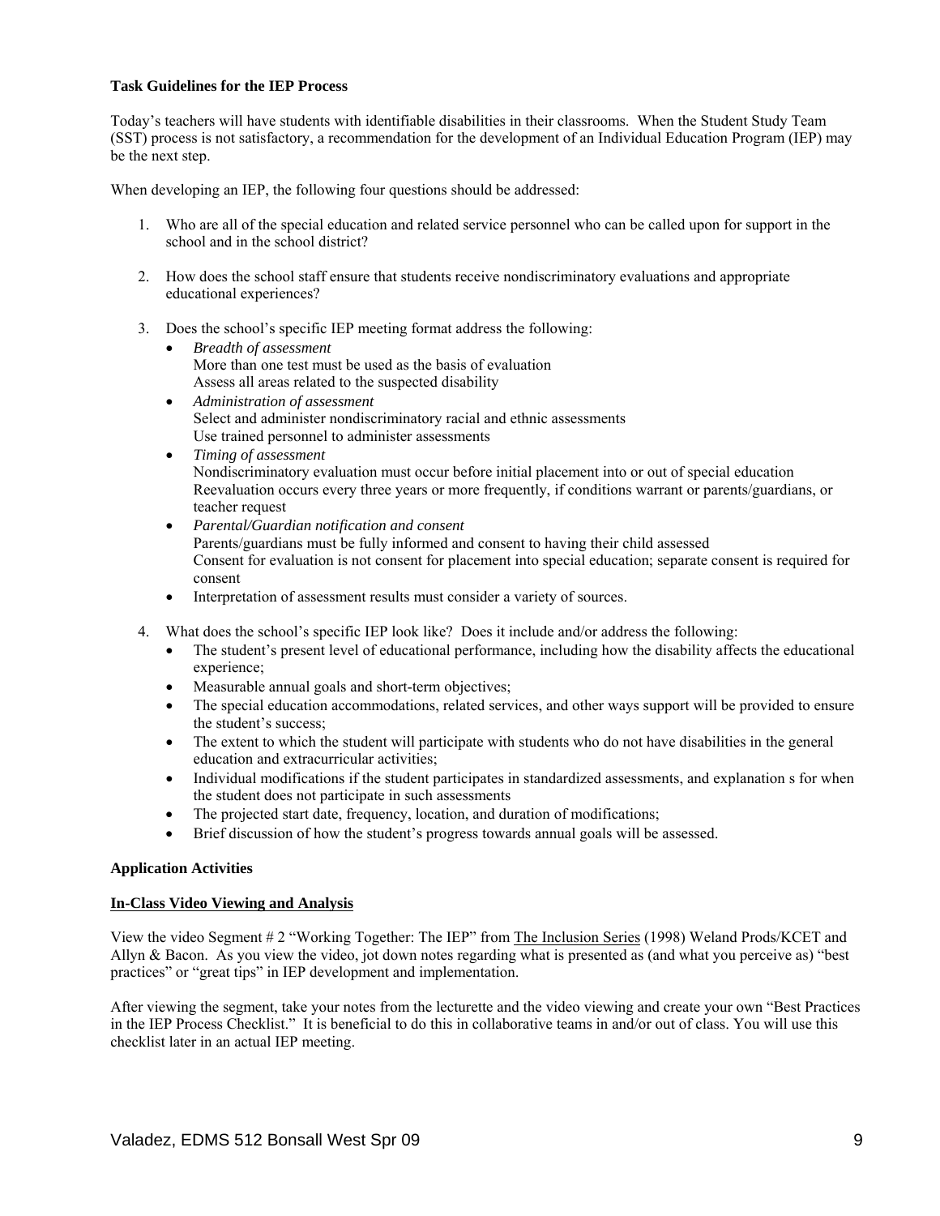**Task Guidelines for the IEP Process**

Today's teachers will have students with identifiable disabilities in their classrooms. When the Student Study Team (SST) process is not satisfactory, a recommendation for the development of an Individual Education Program (IEP) may be the next step.

When developing an IEP, the following four questions should be addressed:

1. Who are all of the special education and related service personnel who can be called upon for support in the school and in the school district?

2. How does the school staff ensure that students receive nondiscriminatory evaluations and appropriate educational experiences?

3. Does the school's specific IEP meeting format address the following:
   - *Breadth of assessment*
     More than one test must be used as the basis of evaluation
     Assess all areas related to the suspected disability
   - *Administration of assessment*
     Select and administer nondiscriminatory racial and ethnic assessments
     Use trained personnel to administer assessments
   - *Timing of assessment*
     Nondiscriminatory evaluation must occur before initial placement into or out of special education
     Reevaluation occurs every three years or more frequently, if conditions warrant or parents/guardians, or teacher request
   - *Parental/Guardian notification and consent*
     Parents/guardians must be fully informed and consent to having their child assessed
     Consent for evaluation is not consent for placement into special education; separate consent is required for consent
   - Interpretation of assessment results must consider a variety of sources.

4. What does the school's specific IEP look like? Does it include and/or address the following:
   - The student's present level of educational performance, including how the disability affects the educational experience;
   - Measurable annual goals and short-term objectives;
   - The special education accommodations, related services, and other ways support will be provided to ensure the student's success;
   - The extent to which the student will participate with students who do not have disabilities in the general education and extracurricular activities;
   - Individual modifications if the student participates in standardized assessments, and explanation s for when the student does not participate in such assessments
   - The projected start date, frequency, location, and duration of modifications;
   - Brief discussion of how the student's progress towards annual goals will be assessed.

**Application Activities**

**In-Class Video Viewing and Analysis**

View the video Segment # 2 "Working Together: The IEP" from The Inclusion Series (1998) Weland Prods/KCET and Allyn & Bacon. As you view the video, jot down notes regarding what is presented as (and what you perceive as) "best practices" or "great tips" in IEP development and implementation.

After viewing the segment, take your notes from the lecturette and the video viewing and create your own "Best Practices in the IEP Process Checklist." It is beneficial to do this in collaborative teams in and/or out of class. You will use this checklist later in an actual IEP meeting.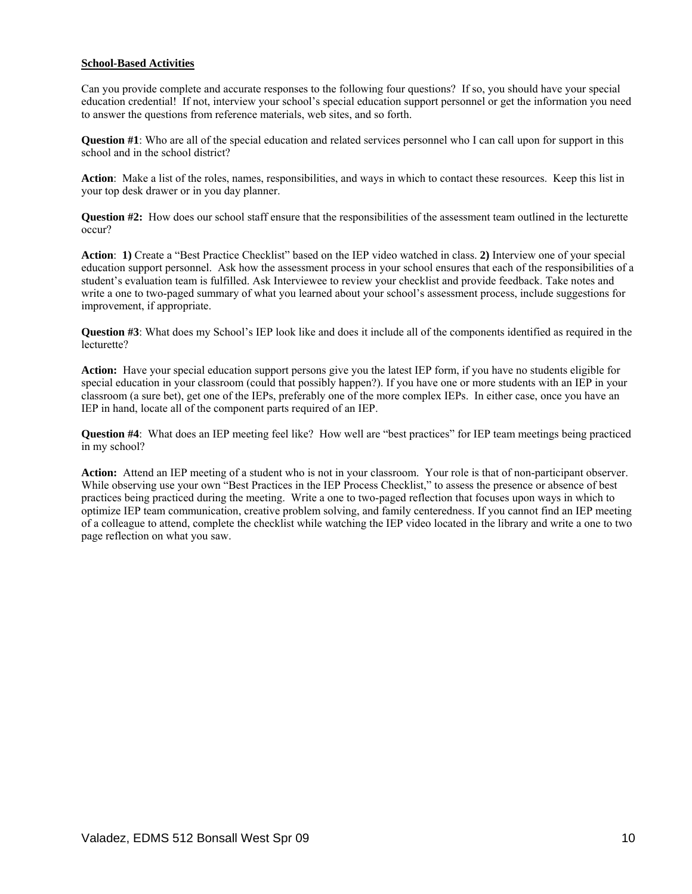**School-Based Activities**

Can you provide complete and accurate responses to the following four questions? If so, you should have your special education credential! If not, interview your school's special education support personnel or get the information you need to answer the questions from reference materials, web sites, and so forth.

**Question #1**: Who are all of the special education and related services personnel who I can call upon for support in this school and in the school district?

**Action**: Make a list of the roles, names, responsibilities, and ways in which to contact these resources. Keep this list in your top desk drawer or in you day planner.

**Question #2:** How does our school staff ensure that the responsibilities of the assessment team outlined in the lecturette occur?

**Action**: **1)** Create a "Best Practice Checklist" based on the IEP video watched in class. **2)** Interview one of your special education support personnel. Ask how the assessment process in your school ensures that each of the responsibilities of a student's evaluation team is fulfilled. Ask Interviewee to review your checklist and provide feedback. Take notes and write a one to two-paged summary of what you learned about your school's assessment process, include suggestions for improvement, if appropriate.

**Question #3**: What does my School's IEP look like and does it include all of the components identified as required in the lecturette?

**Action:** Have your special education support persons give you the latest IEP form, if you have no students eligible for special education in your classroom (could that possibly happen?). If you have one or more students with an IEP in your classroom (a sure bet), get one of the IEPs, preferably one of the more complex IEPs. In either case, once you have an IEP in hand, locate all of the component parts required of an IEP.

**Question #4**: What does an IEP meeting feel like? How well are "best practices" for IEP team meetings being practiced in my school?

**Action:** Attend an IEP meeting of a student who is not in your classroom. Your role is that of non-participant observer. While observing use your own "Best Practices in the IEP Process Checklist," to assess the presence or absence of best practices being practiced during the meeting. Write a one to two-paged reflection that focuses upon ways in which to optimize IEP team communication, creative problem solving, and family centeredness. If you cannot find an IEP meeting of a colleague to attend, complete the checklist while watching the IEP video located in the library and write a one to two page reflection on what you saw.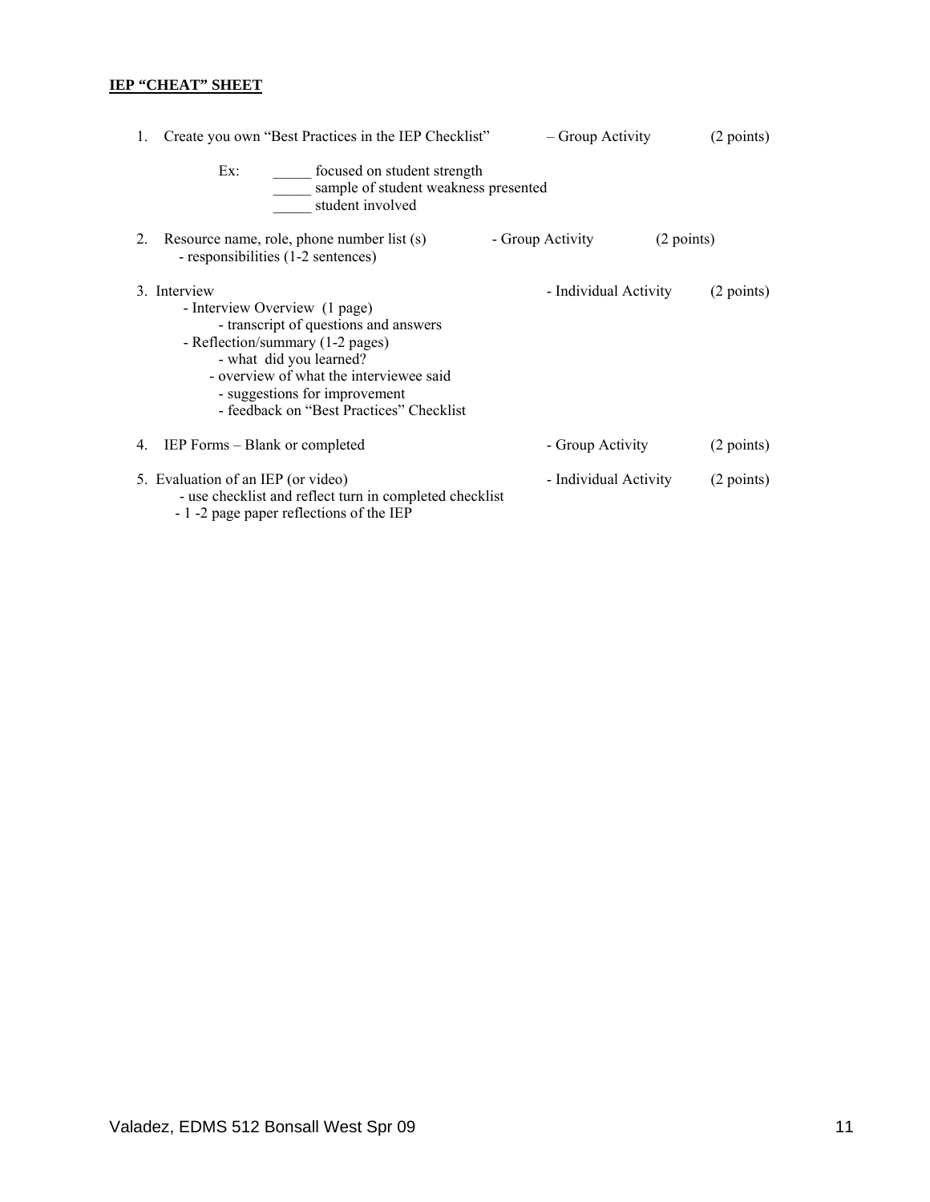**IEP "CHEAT" SHEET**

1. Create you own "Best Practices in the IEP Checklist" – Group Activity (2 points)

   Ex:
   _____ focused on student strength
   _____ sample of student weakness presented
   _____ student involved

2. Resource name, role, phone number list (s) - Group Activity (2 points)
   - responsibilities (1-2 sentences)

3. Interview - Individual Activity (2 points)
   - Interview Overview (1 page)
     - transcript of questions and answers
   - Reflection/summary (1-2 pages)
     - what did you learned?
     - overview of what the interviewee said
     - suggestions for improvement
     - feedback on "Best Practices" Checklist

4. IEP Forms – Blank or completed - Group Activity (2 points)

5. Evaluation of an IEP (or video) - Individual Activity (2 points)
   - use checklist and reflect turn in completed checklist
   - 1 -2 page paper reflections of the IEP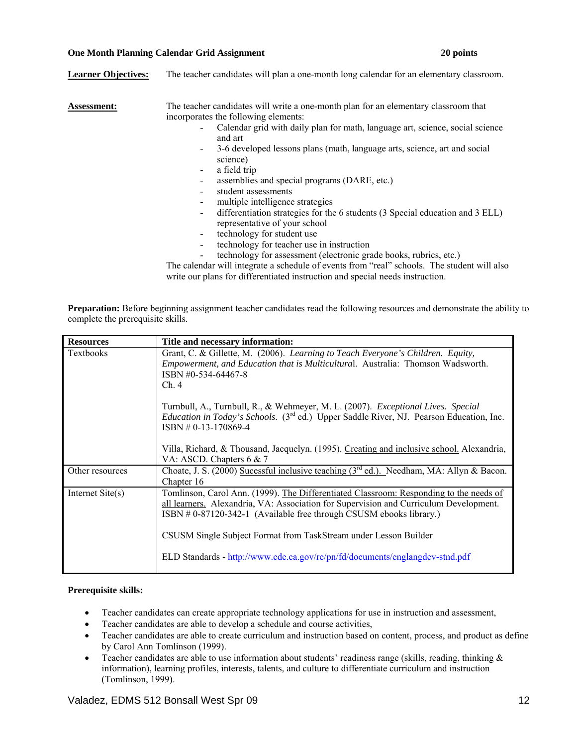**One Month Planning Calendar Grid Assignment** **20 points**

**Learner Objectives:** The teacher candidates will plan a one-month long calendar for an elementary classroom.

**Assessment:** The teacher candidates will write a one-month plan for an elementary classroom that incorporates the following elements:

- Calendar grid with daily plan for math, language art, science, social science and art
- 3-6 developed lessons plans (math, language arts, science, art and social science)
- a field trip
- assemblies and special programs (DARE, etc.)
- student assessments
- multiple intelligence strategies
- differentiation strategies for the 6 students (3 Special education and 3 ELL) representative of your school
- technology for student use
- technology for teacher use in instruction
- technology for assessment (electronic grade books, rubrics, etc.)

The calendar will integrate a schedule of events from "real" schools. The student will also write our plans for differentiated instruction and special needs instruction.

**Preparation:** Before beginning assignment teacher candidates read the following resources and demonstrate the ability to complete the prerequisite skills.

| **Resources** | **Title and necessary information:** |
|---|---|
| Textbooks | Grant, C. & Gillette, M. (2006). *Learning to Teach Everyone's Children. Equity, Empowerment, and Education that is Multicultural*. Australia: Thomson Wadsworth. ISBN #0-534-64467-8<br>Ch. 4<br><br>Turnbull, A., Turnbull, R., & Wehmeyer, M. L. (2007). *Exceptional Lives. Special Education in Today's Schools*. (3rd ed.) Upper Saddle River, NJ. Pearson Education, Inc. ISBN # 0-13-170869-4<br><br>Villa, Richard, & Thousand, Jacquelyn. (1995). Creating and inclusive school. Alexandria, VA: ASCD. Chapters 6 & 7 |
| Other resources | Choate, J. S. (2000) Sucessful inclusive teaching (3rd ed.). Needham, MA: Allyn & Bacon. Chapter 16 |
| Internet Site(s) | Tomlinson, Carol Ann. (1999). The Differentiated Classroom: Responding to the needs of all learners. Alexandria, VA: Association for Supervision and Curriculum Development. ISBN # 0-87120-342-1 (Available free through CSUSM ebooks library.)<br><br>CSUSM Single Subject Format from TaskStream under Lesson Builder<br><br>ELD Standards - http://www.cde.ca.gov/re/pn/fd/documents/englangdev-stnd.pdf |

**Prerequisite skills:**

- Teacher candidates can create appropriate technology applications for use in instruction and assessment,
- Teacher candidates are able to develop a schedule and course activities,
- Teacher candidates are able to create curriculum and instruction based on content, process, and product as define by Carol Ann Tomlinson (1999).
- Teacher candidates are able to use information about students' readiness range (skills, reading, thinking & information), learning profiles, interests, talents, and culture to differentiate curriculum and instruction (Tomlinson, 1999).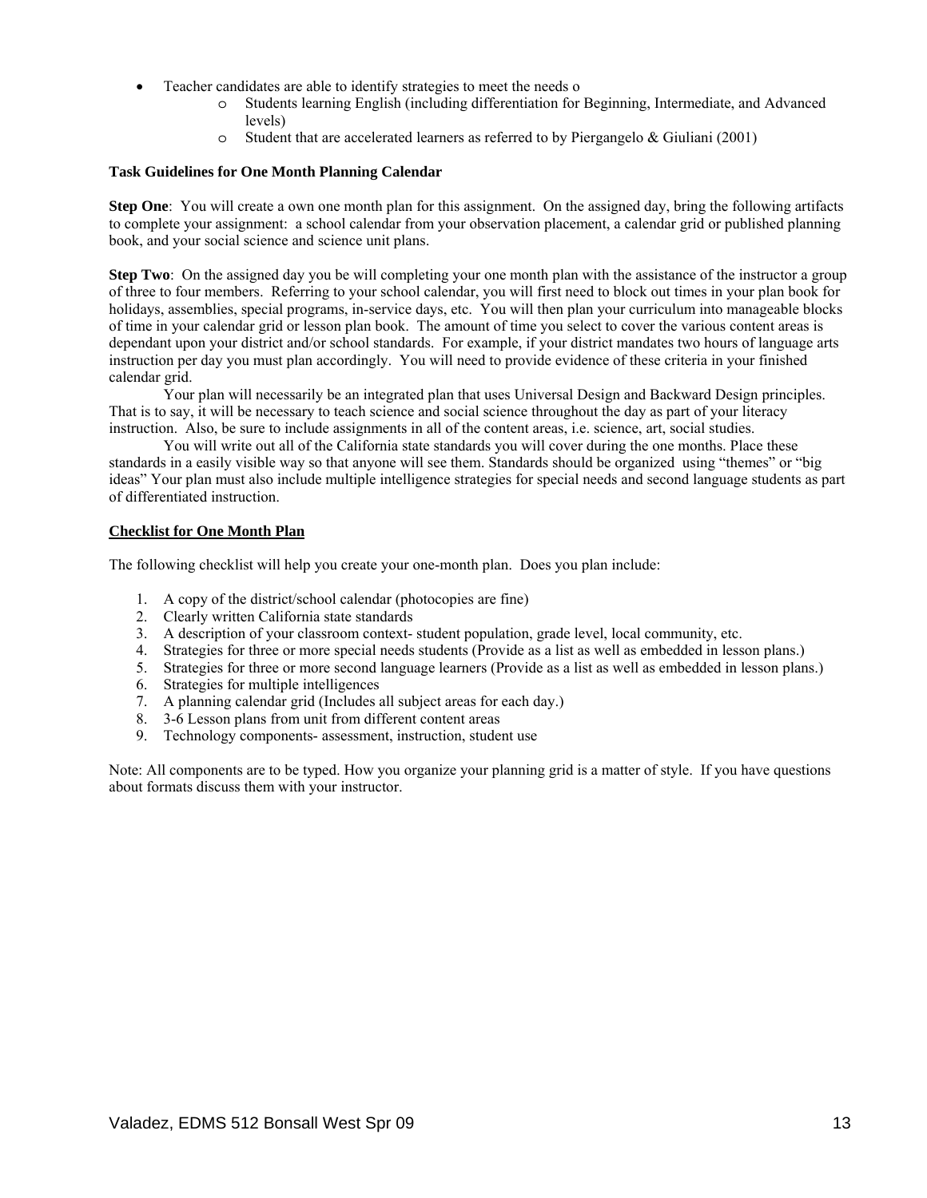- Teacher candidates are able to identify strategies to meet the needs o
    - Students learning English (including differentiation for Beginning, Intermediate, and Advanced levels)
    - Student that are accelerated learners as referred to by Piergangelo & Giuliani (2001)

**Task Guidelines for One Month Planning Calendar**

**Step One**: You will create a own one month plan for this assignment. On the assigned day, bring the following artifacts to complete your assignment: a school calendar from your observation placement, a calendar grid or published planning book, and your social science and science unit plans.

**Step Two**: On the assigned day you be will completing your one month plan with the assistance of the instructor a group of three to four members. Referring to your school calendar, you will first need to block out times in your plan book for holidays, assemblies, special programs, in-service days, etc. You will then plan your curriculum into manageable blocks of time in your calendar grid or lesson plan book. The amount of time you select to cover the various content areas is dependant upon your district and/or school standards. For example, if your district mandates two hours of language arts instruction per day you must plan accordingly. You will need to provide evidence of these criteria in your finished calendar grid.

Your plan will necessarily be an integrated plan that uses Universal Design and Backward Design principles. That is to say, it will be necessary to teach science and social science throughout the day as part of your literacy instruction. Also, be sure to include assignments in all of the content areas, i.e. science, art, social studies.

You will write out all of the California state standards you will cover during the one months. Place these standards in a easily visible way so that anyone will see them. Standards should be organized using "themes" or "big ideas" Your plan must also include multiple intelligence strategies for special needs and second language students as part of differentiated instruction.

**Checklist for One Month Plan**

The following checklist will help you create your one-month plan. Does you plan include:

1. A copy of the district/school calendar (photocopies are fine)
2. Clearly written California state standards
3. A description of your classroom context- student population, grade level, local community, etc.
4. Strategies for three or more special needs students (Provide as a list as well as embedded in lesson plans.)
5. Strategies for three or more second language learners (Provide as a list as well as embedded in lesson plans.)
6. Strategies for multiple intelligences
7. A planning calendar grid (Includes all subject areas for each day.)
8. 3-6 Lesson plans from unit from different content areas
9. Technology components- assessment, instruction, student use

Note: All components are to be typed. How you organize your planning grid is a matter of style. If you have questions about formats discuss them with your instructor.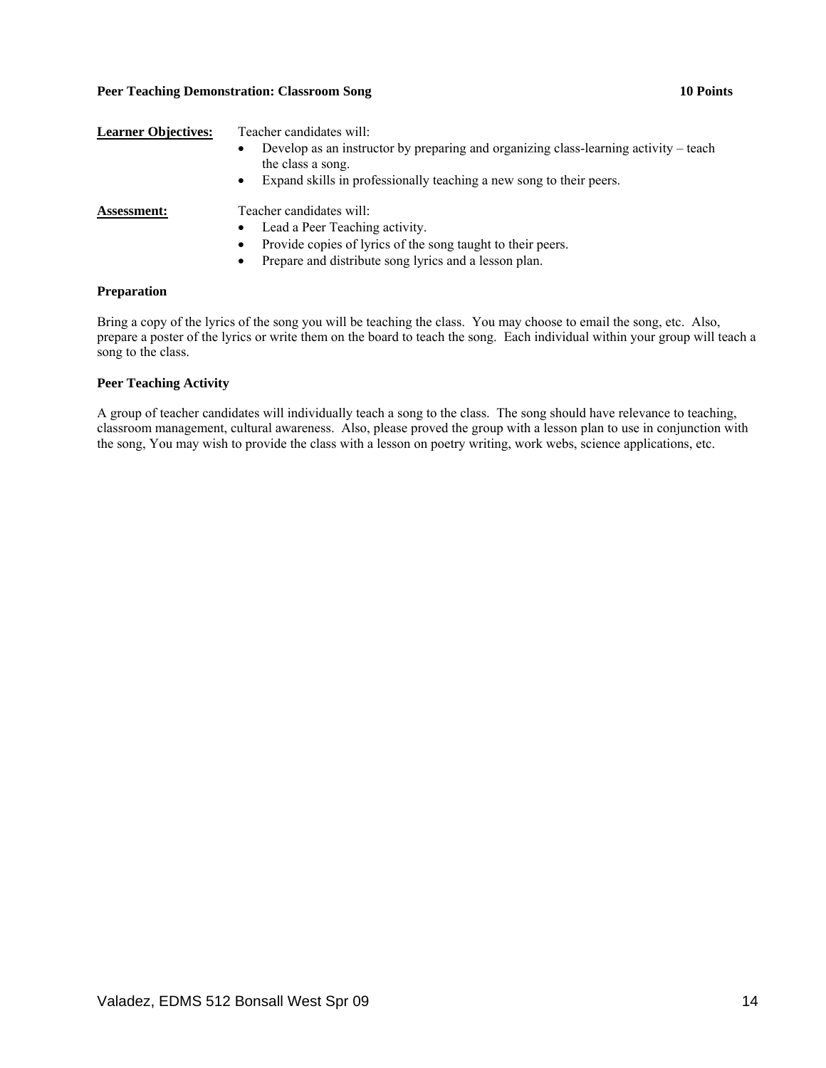**Peer Teaching Demonstration: Classroom Song** **10 Points**

**Learner Objectives:** Teacher candidates will:

- Develop as an instructor by preparing and organizing class-learning activity – teach the class a song.
- Expand skills in professionally teaching a new song to their peers.

**Assessment:** Teacher candidates will:

- Lead a Peer Teaching activity.
- Provide copies of lyrics of the song taught to their peers.
- Prepare and distribute song lyrics and a lesson plan.

**Preparation**

Bring a copy of the lyrics of the song you will be teaching the class. You may choose to email the song, etc. Also, prepare a poster of the lyrics or write them on the board to teach the song. Each individual within your group will teach a song to the class.

**Peer Teaching Activity**

A group of teacher candidates will individually teach a song to the class. The song should have relevance to teaching, classroom management, cultural awareness. Also, please proved the group with a lesson plan to use in conjunction with the song, You may wish to provide the class with a lesson on poetry writing, work webs, science applications, etc.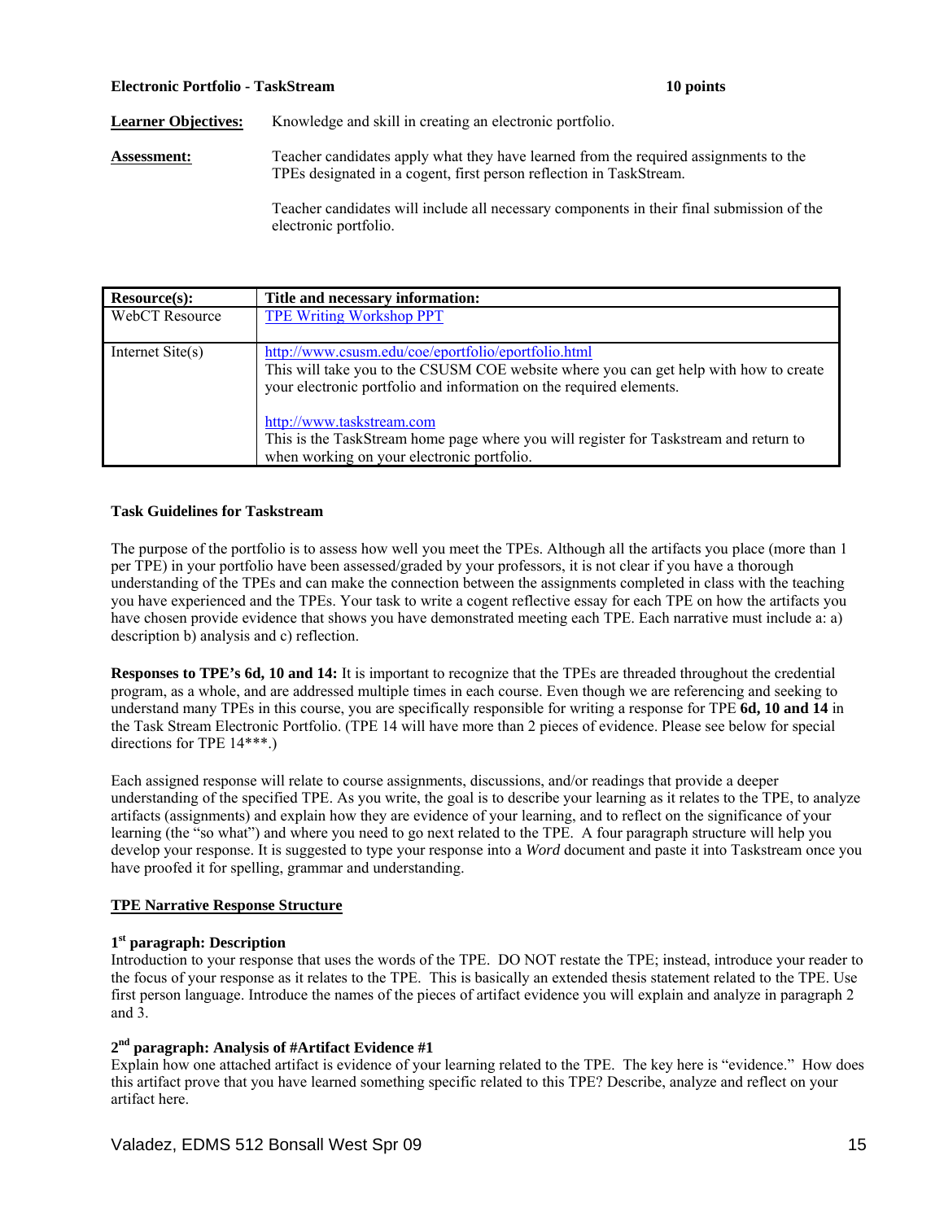**Electronic Portfolio - TaskStream** **10 points**

**Learner Objectives:** Knowledge and skill in creating an electronic portfolio.

**Assessment:** Teacher candidates apply what they have learned from the required assignments to the TPEs designated in a cogent, first person reflection in TaskStream.

Teacher candidates will include all necessary components in their final submission of the electronic portfolio.

| Resource(s): | Title and necessary information: |
|---|---|
| WebCT Resource | TPE Writing Workshop PPT |
| Internet Site(s) | http://www.csusm.edu/coe/eportfolio/eportfolio.html<br>This will take you to the CSUSM COE website where you can get help with how to create your electronic portfolio and information on the required elements.<br><br>http://www.taskstream.com<br>This is the TaskStream home page where you will register for Taskstream and return to when working on your electronic portfolio. |

**Task Guidelines for Taskstream**

The purpose of the portfolio is to assess how well you meet the TPEs. Although all the artifacts you place (more than 1 per TPE) in your portfolio have been assessed/graded by your professors, it is not clear if you have a thorough understanding of the TPEs and can make the connection between the assignments completed in class with the teaching you have experienced and the TPEs. Your task to write a cogent reflective essay for each TPE on how the artifacts you have chosen provide evidence that shows you have demonstrated meeting each TPE. Each narrative must include a: a) description b) analysis and c) reflection.

**Responses to TPE's 6d, 10 and 14:** It is important to recognize that the TPEs are threaded throughout the credential program, as a whole, and are addressed multiple times in each course. Even though we are referencing and seeking to understand many TPEs in this course, you are specifically responsible for writing a response for TPE **6d, 10 and 14** in the Task Stream Electronic Portfolio. (TPE 14 will have more than 2 pieces of evidence. Please see below for special directions for TPE 14***.)

Each assigned response will relate to course assignments, discussions, and/or readings that provide a deeper understanding of the specified TPE. As you write, the goal is to describe your learning as it relates to the TPE, to analyze artifacts (assignments) and explain how they are evidence of your learning, and to reflect on the significance of your learning (the "so what") and where you need to go next related to the TPE. A four paragraph structure will help you develop your response. It is suggested to type your response into a *Word* document and paste it into Taskstream once you have proofed it for spelling, grammar and understanding.

**TPE Narrative Response Structure**

**1st paragraph: Description**

Introduction to your response that uses the words of the TPE. DO NOT restate the TPE; instead, introduce your reader to the focus of your response as it relates to the TPE. This is basically an extended thesis statement related to the TPE. Use first person language. Introduce the names of the pieces of artifact evidence you will explain and analyze in paragraph 2 and 3.

**2nd paragraph: Analysis of #Artifact Evidence #1**

Explain how one attached artifact is evidence of your learning related to the TPE. The key here is "evidence." How does this artifact prove that you have learned something specific related to this TPE? Describe, analyze and reflect on your artifact here.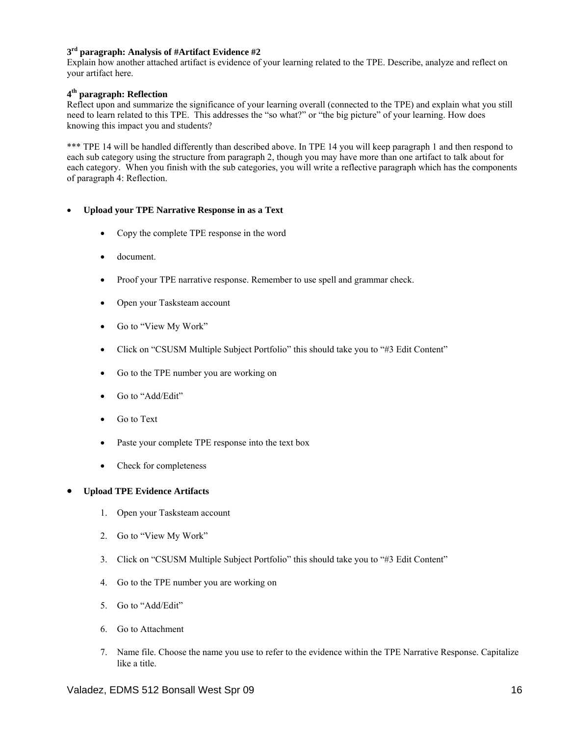**3rd paragraph: Analysis of #Artifact Evidence #2**
Explain how another attached artifact is evidence of your learning related to the TPE. Describe, analyze and reflect on your artifact here.

**4th paragraph: Reflection**
Reflect upon and summarize the significance of your learning overall (connected to the TPE) and explain what you still need to learn related to this TPE. This addresses the "so what?" or "the big picture" of your learning. How does knowing this impact you and students?

*** TPE 14 will be handled differently than described above. In TPE 14 you will keep paragraph 1 and then respond to each sub category using the structure from paragraph 2, though you may have more than one artifact to talk about for each category. When you finish with the sub categories, you will write a reflective paragraph which has the components of paragraph 4: Reflection.

- **Upload your TPE Narrative Response in as a Text**
    - Copy the complete TPE response in the word
    - document.
    - Proof your TPE narrative response. Remember to use spell and grammar check.
    - Open your Tasksteam account
    - Go to "View My Work"
    - Click on "CSUSM Multiple Subject Portfolio" this should take you to "#3 Edit Content"
    - Go to the TPE number you are working on
    - Go to "Add/Edit"
    - Go to Text
    - Paste your complete TPE response into the text box
    - Check for completeness

- **Upload TPE Evidence Artifacts**
    1. Open your Tasksteam account
    2. Go to "View My Work"
    3. Click on "CSUSM Multiple Subject Portfolio" this should take you to "#3 Edit Content"
    4. Go to the TPE number you are working on
    5. Go to "Add/Edit"
    6. Go to Attachment
    7. Name file. Choose the name you use to refer to the evidence within the TPE Narrative Response. Capitalize like a title.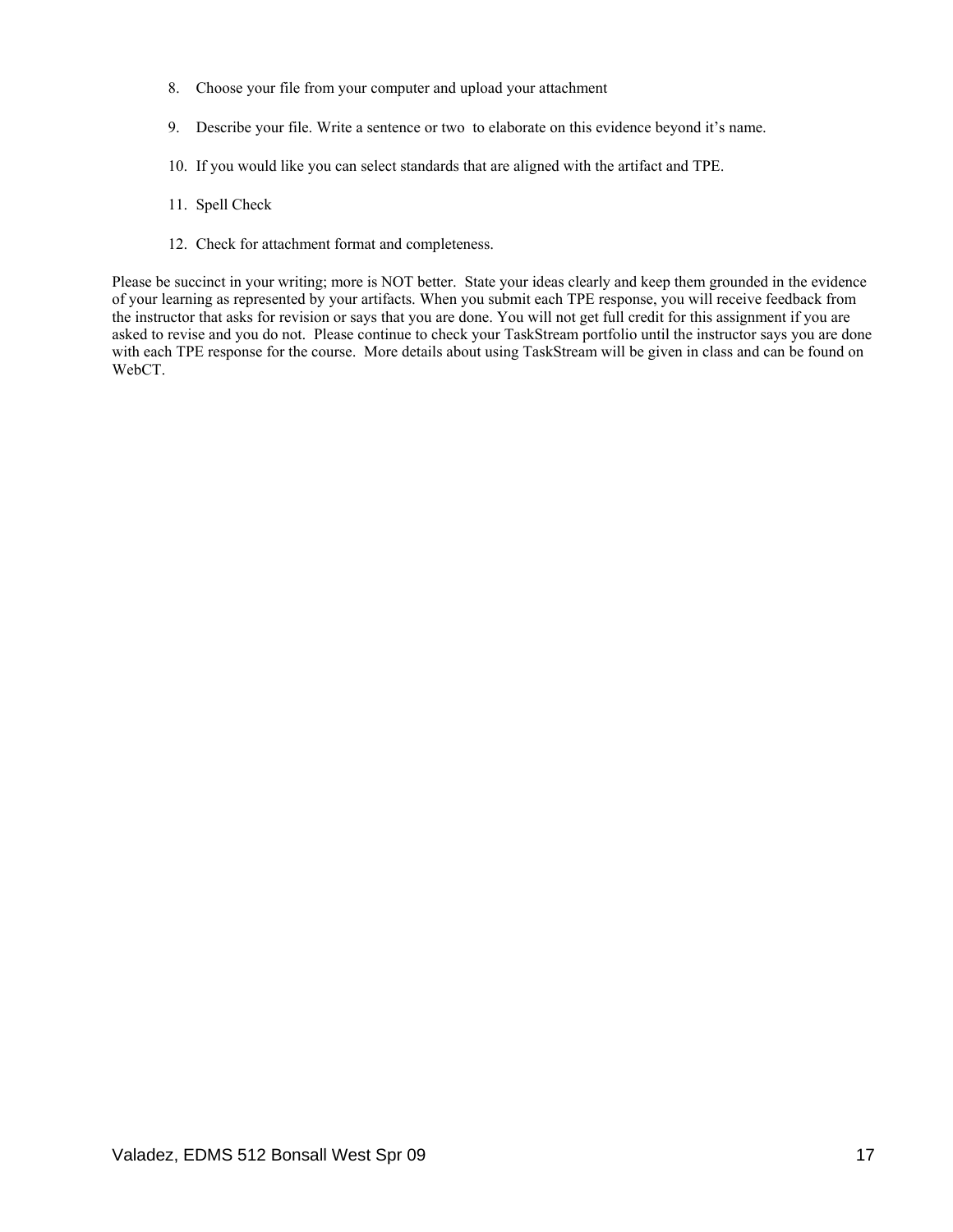8. Choose your file from your computer and upload your attachment

9. Describe your file. Write a sentence or two to elaborate on this evidence beyond it's name.

10. If you would like you can select standards that are aligned with the artifact and TPE.

11. Spell Check

12. Check for attachment format and completeness.

Please be succinct in your writing; more is NOT better. State your ideas clearly and keep them grounded in the evidence of your learning as represented by your artifacts. When you submit each TPE response, you will receive feedback from the instructor that asks for revision or says that you are done. You will not get full credit for this assignment if you are asked to revise and you do not. Please continue to check your TaskStream portfolio until the instructor says you are done with each TPE response for the course. More details about using TaskStream will be given in class and can be found on WebCT.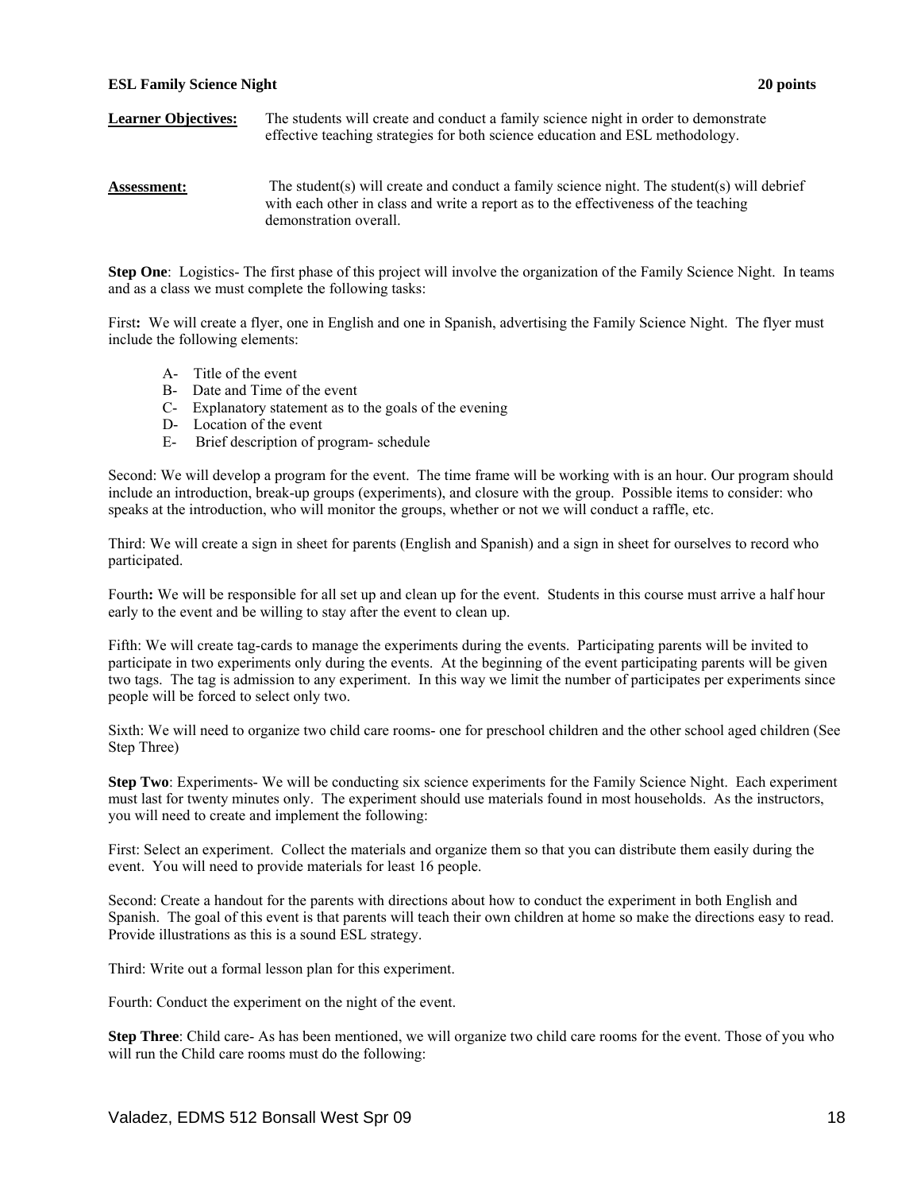**ESL Family Science Night** **20 points**

**Learner Objectives:** The students will create and conduct a family science night in order to demonstrate effective teaching strategies for both science education and ESL methodology.

**Assessment:** The student(s) will create and conduct a family science night. The student(s) will debrief with each other in class and write a report as to the effectiveness of the teaching demonstration overall.

**Step One**: Logistics- The first phase of this project will involve the organization of the Family Science Night. In teams and as a class we must complete the following tasks:

First**:** We will create a flyer, one in English and one in Spanish, advertising the Family Science Night. The flyer must include the following elements:

- A- Title of the event
- B- Date and Time of the event
- C- Explanatory statement as to the goals of the evening
- D- Location of the event
- E- Brief description of program- schedule

Second: We will develop a program for the event. The time frame will be working with is an hour. Our program should include an introduction, break-up groups (experiments), and closure with the group. Possible items to consider: who speaks at the introduction, who will monitor the groups, whether or not we will conduct a raffle, etc.

Third: We will create a sign in sheet for parents (English and Spanish) and a sign in sheet for ourselves to record who participated.

Fourth**:** We will be responsible for all set up and clean up for the event. Students in this course must arrive a half hour early to the event and be willing to stay after the event to clean up.

Fifth: We will create tag-cards to manage the experiments during the events. Participating parents will be invited to participate in two experiments only during the events. At the beginning of the event participating parents will be given two tags. The tag is admission to any experiment. In this way we limit the number of participates per experiments since people will be forced to select only two.

Sixth: We will need to organize two child care rooms- one for preschool children and the other school aged children (See Step Three)

**Step Two**: Experiments- We will be conducting six science experiments for the Family Science Night. Each experiment must last for twenty minutes only. The experiment should use materials found in most households. As the instructors, you will need to create and implement the following:

First: Select an experiment. Collect the materials and organize them so that you can distribute them easily during the event. You will need to provide materials for least 16 people.

Second: Create a handout for the parents with directions about how to conduct the experiment in both English and Spanish. The goal of this event is that parents will teach their own children at home so make the directions easy to read. Provide illustrations as this is a sound ESL strategy.

Third: Write out a formal lesson plan for this experiment.

Fourth: Conduct the experiment on the night of the event.

**Step Three**: Child care- As has been mentioned, we will organize two child care rooms for the event. Those of you who will run the Child care rooms must do the following: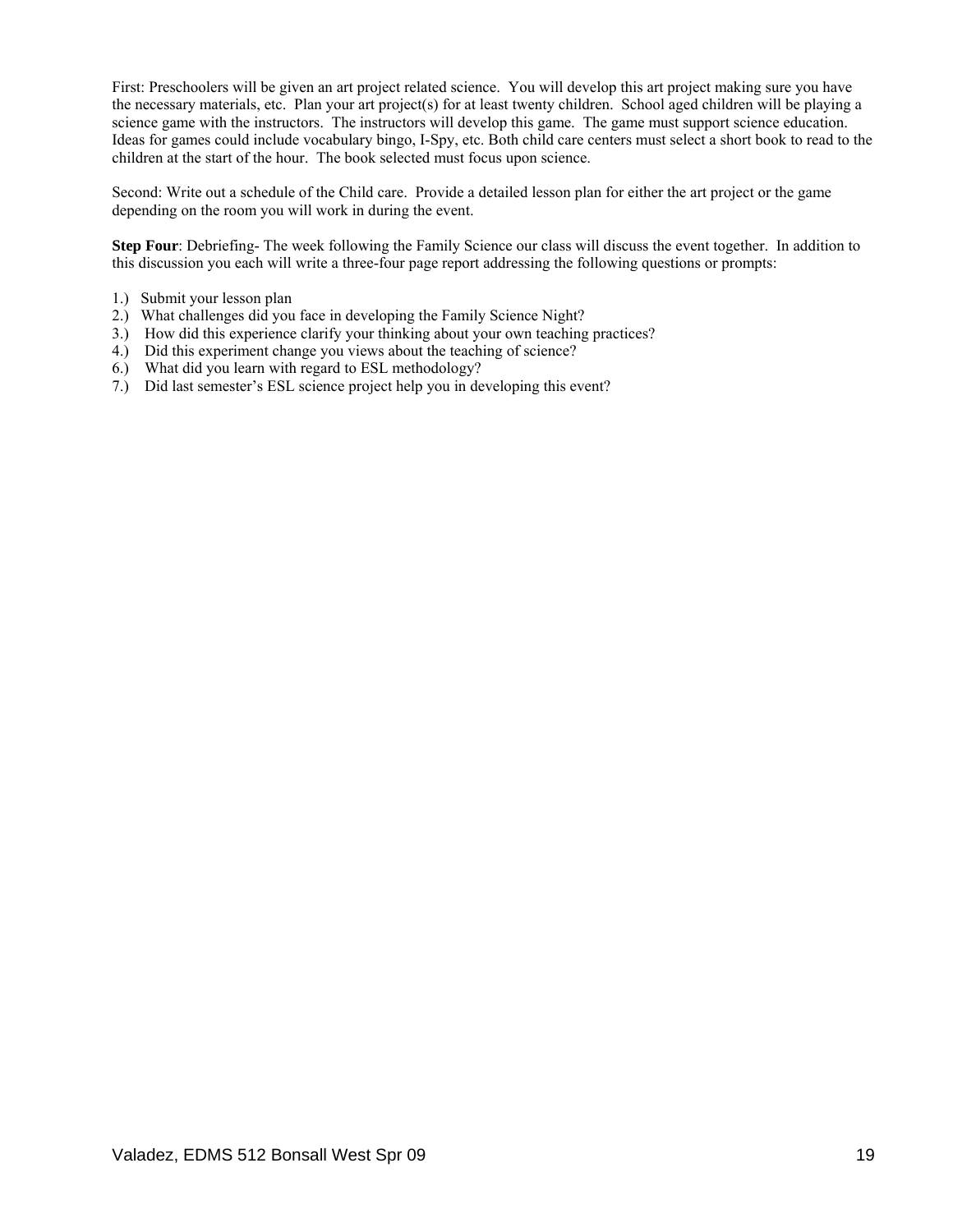First: Preschoolers will be given an art project related science. You will develop this art project making sure you have the necessary materials, etc. Plan your art project(s) for at least twenty children. School aged children will be playing a science game with the instructors. The instructors will develop this game. The game must support science education. Ideas for games could include vocabulary bingo, I-Spy, etc. Both child care centers must select a short book to read to the children at the start of the hour. The book selected must focus upon science.

Second: Write out a schedule of the Child care. Provide a detailed lesson plan for either the art project or the game depending on the room you will work in during the event.

**Step Four**: Debriefing- The week following the Family Science our class will discuss the event together. In addition to this discussion you each will write a three-four page report addressing the following questions or prompts:

1.) Submit your lesson plan
2.) What challenges did you face in developing the Family Science Night?
3.) How did this experience clarify your thinking about your own teaching practices?
4.) Did this experiment change you views about the teaching of science?
6.) What did you learn with regard to ESL methodology?
7.) Did last semester's ESL science project help you in developing this event?